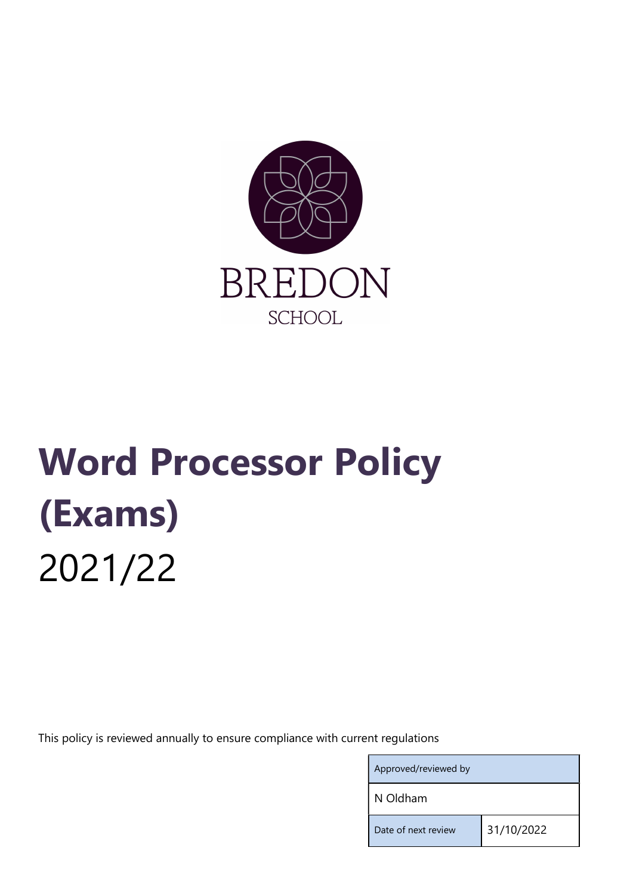BREDON

SCHOOL

# Word Processor Policy (Exams)

2021/22

This policy is reviewed annually to ensure compliance with current regulations

| Approved/reviewed by | |
|---|---|
| N Oldham | |
| Date of next review | 31/10/2022 |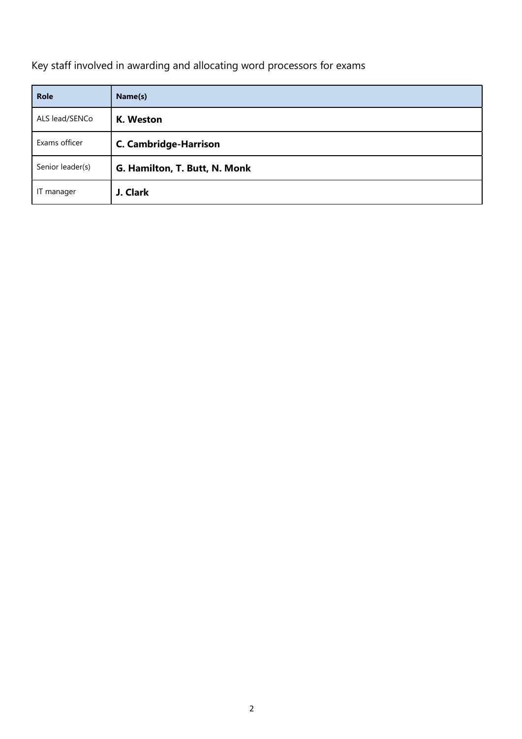Key staff involved in awarding and allocating word processors for exams

| **Role** | **Name(s)** |
| --- | --- |
| ALS lead/SENCo | **K. Weston** |
| Exams officer | **C. Cambridge-Harrison** |
| Senior leader(s) | **G. Hamilton, T. Butt, N. Monk** |
| IT manager | **J. Clark** |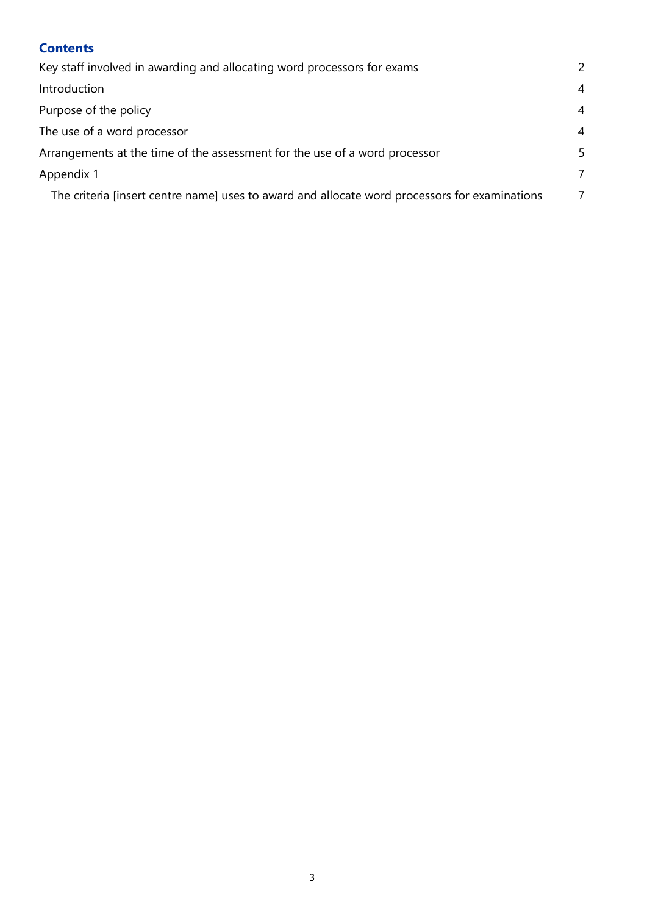## Contents

| | |
|---|---|
| Key staff involved in awarding and allocating word processors for exams | 2 |
| Introduction | 4 |
| Purpose of the policy | 4 |
| The use of a word processor | 4 |
| Arrangements at the time of the assessment for the use of a word processor | 5 |
| Appendix 1 | 7 |
| The criteria [insert centre name] uses to award and allocate word processors for examinations | 7 |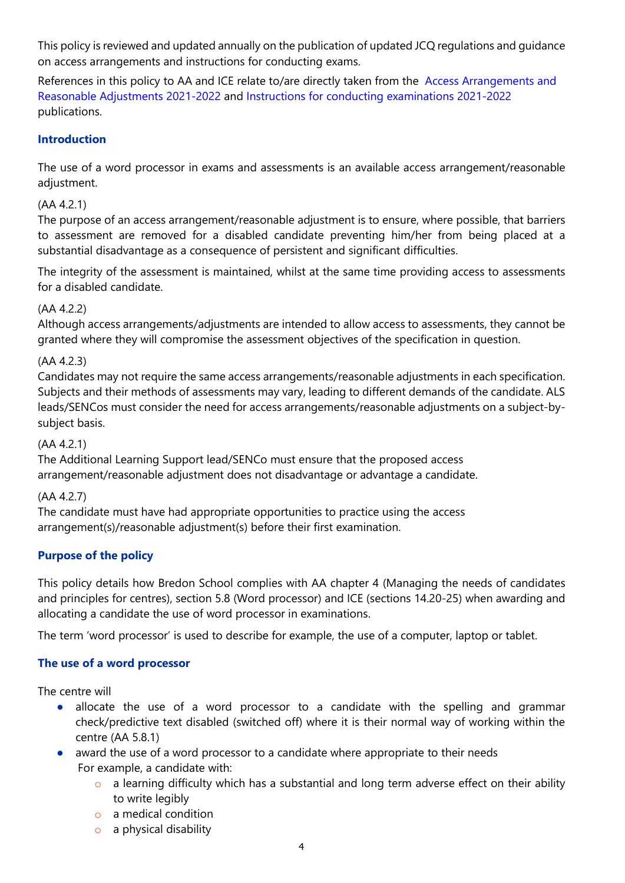This policy is reviewed and updated annually on the publication of updated JCQ regulations and guidance on access arrangements and instructions for conducting exams.

References in this policy to AA and ICE relate to/are directly taken from the Access Arrangements and Reasonable Adjustments 2021-2022 and Instructions for conducting examinations 2021-2022 publications.

## Introduction

The use of a word processor in exams and assessments is an available access arrangement/reasonable adjustment.

(AA 4.2.1)
The purpose of an access arrangement/reasonable adjustment is to ensure, where possible, that barriers to assessment are removed for a disabled candidate preventing him/her from being placed at a substantial disadvantage as a consequence of persistent and significant difficulties.

The integrity of the assessment is maintained, whilst at the same time providing access to assessments for a disabled candidate.

(AA 4.2.2)
Although access arrangements/adjustments are intended to allow access to assessments, they cannot be granted where they will compromise the assessment objectives of the specification in question.

(AA 4.2.3)
Candidates may not require the same access arrangements/reasonable adjustments in each specification. Subjects and their methods of assessments may vary, leading to different demands of the candidate. ALS leads/SENCos must consider the need for access arrangements/reasonable adjustments on a subject-by-subject basis.

(AA 4.2.1)
The Additional Learning Support lead/SENCo must ensure that the proposed access arrangement/reasonable adjustment does not disadvantage or advantage a candidate.

(AA 4.2.7)
The candidate must have had appropriate opportunities to practice using the access arrangement(s)/reasonable adjustment(s) before their first examination.

## Purpose of the policy

This policy details how Bredon School complies with AA chapter 4 (Managing the needs of candidates and principles for centres), section 5.8 (Word processor) and ICE (sections 14.20-25) when awarding and allocating a candidate the use of word processor in examinations.

The term 'word processor' is used to describe for example, the use of a computer, laptop or tablet.

## The use of a word processor

The centre will

- allocate the use of a word processor to a candidate with the spelling and grammar check/predictive text disabled (switched off) where it is their normal way of working within the centre (AA 5.8.1)
- award the use of a word processor to a candidate where appropriate to their needs
  For example, a candidate with:
  - a learning difficulty which has a substantial and long term adverse effect on their ability to write legibly
  - a medical condition
  - a physical disability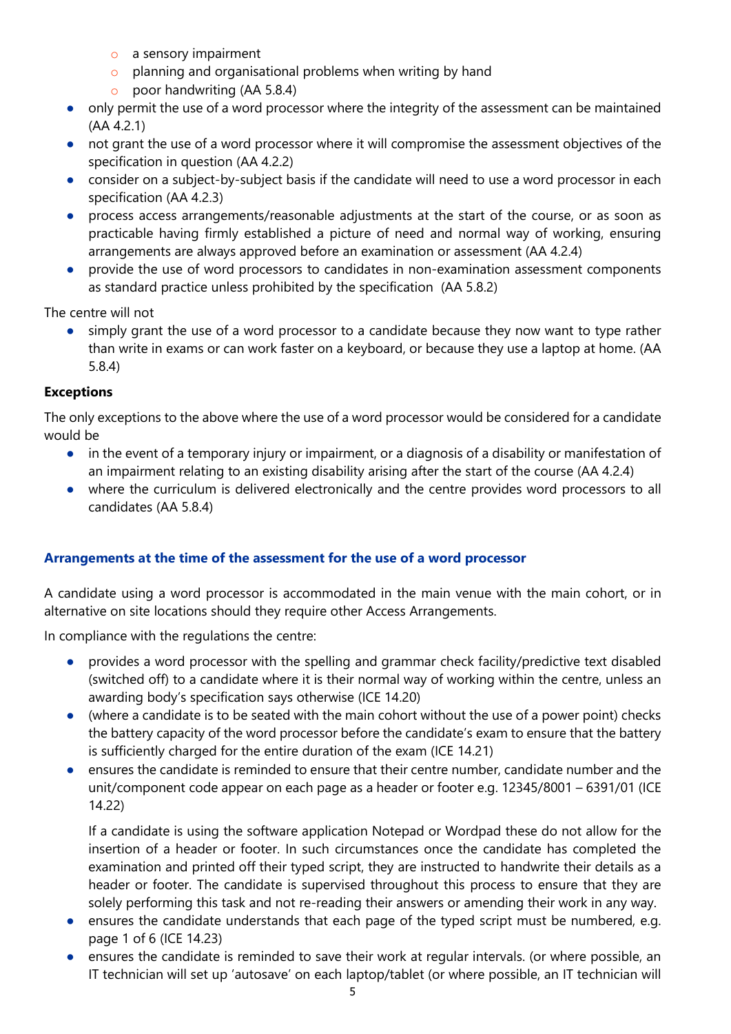- a sensory impairment
  - planning and organisational problems when writing by hand
  - poor handwriting (AA 5.8.4)
- only permit the use of a word processor where the integrity of the assessment can be maintained (AA 4.2.1)
- not grant the use of a word processor where it will compromise the assessment objectives of the specification in question (AA 4.2.2)
- consider on a subject-by-subject basis if the candidate will need to use a word processor in each specification (AA 4.2.3)
- process access arrangements/reasonable adjustments at the start of the course, or as soon as practicable having firmly established a picture of need and normal way of working, ensuring arrangements are always approved before an examination or assessment (AA 4.2.4)
- provide the use of word processors to candidates in non-examination assessment components as standard practice unless prohibited by the specification (AA 5.8.2)

The centre will not

- simply grant the use of a word processor to a candidate because they now want to type rather than write in exams or can work faster on a keyboard, or because they use a laptop at home. (AA 5.8.4)

**Exceptions**

The only exceptions to the above where the use of a word processor would be considered for a candidate would be

- in the event of a temporary injury or impairment, or a diagnosis of a disability or manifestation of an impairment relating to an existing disability arising after the start of the course (AA 4.2.4)
- where the curriculum is delivered electronically and the centre provides word processors to all candidates (AA 5.8.4)

### Arrangements at the time of the assessment for the use of a word processor

A candidate using a word processor is accommodated in the main venue with the main cohort, or in alternative on site locations should they require other Access Arrangements.

In compliance with the regulations the centre:

- provides a word processor with the spelling and grammar check facility/predictive text disabled (switched off) to a candidate where it is their normal way of working within the centre, unless an awarding body's specification says otherwise (ICE 14.20)
- (where a candidate is to be seated with the main cohort without the use of a power point) checks the battery capacity of the word processor before the candidate's exam to ensure that the battery is sufficiently charged for the entire duration of the exam (ICE 14.21)
- ensures the candidate is reminded to ensure that their centre number, candidate number and the unit/component code appear on each page as a header or footer e.g. 12345/8001 – 6391/01 (ICE 14.22)

  If a candidate is using the software application Notepad or Wordpad these do not allow for the insertion of a header or footer. In such circumstances once the candidate has completed the examination and printed off their typed script, they are instructed to handwrite their details as a header or footer. The candidate is supervised throughout this process to ensure that they are solely performing this task and not re-reading their answers or amending their work in any way.
- ensures the candidate understands that each page of the typed script must be numbered, e.g. page 1 of 6 (ICE 14.23)
- ensures the candidate is reminded to save their work at regular intervals. (or where possible, an IT technician will set up 'autosave' on each laptop/tablet (or where possible, an IT technician will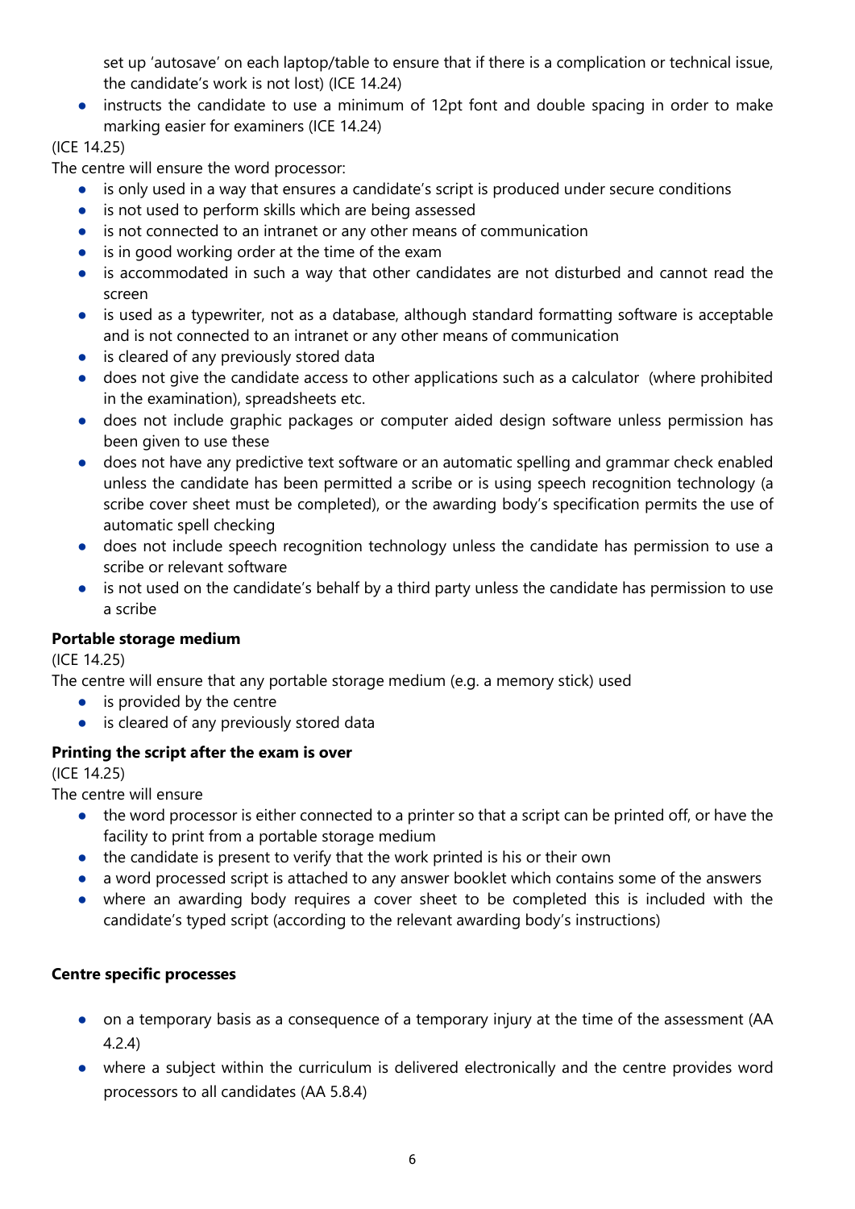set up 'autosave' on each laptop/table to ensure that if there is a complication or technical issue, the candidate's work is not lost) (ICE 14.24)
- instructs the candidate to use a minimum of 12pt font and double spacing in order to make marking easier for examiners (ICE 14.24)

(ICE 14.25)

The centre will ensure the word processor:

- is only used in a way that ensures a candidate's script is produced under secure conditions
- is not used to perform skills which are being assessed
- is not connected to an intranet or any other means of communication
- is in good working order at the time of the exam
- is accommodated in such a way that other candidates are not disturbed and cannot read the screen
- is used as a typewriter, not as a database, although standard formatting software is acceptable and is not connected to an intranet or any other means of communication
- is cleared of any previously stored data
- does not give the candidate access to other applications such as a calculator (where prohibited in the examination), spreadsheets etc.
- does not include graphic packages or computer aided design software unless permission has been given to use these
- does not have any predictive text software or an automatic spelling and grammar check enabled unless the candidate has been permitted a scribe or is using speech recognition technology (a scribe cover sheet must be completed), or the awarding body's specification permits the use of automatic spell checking
- does not include speech recognition technology unless the candidate has permission to use a scribe or relevant software
- is not used on the candidate's behalf by a third party unless the candidate has permission to use a scribe

**Portable storage medium**

(ICE 14.25)

The centre will ensure that any portable storage medium (e.g. a memory stick) used

- is provided by the centre
- is cleared of any previously stored data

**Printing the script after the exam is over**

(ICE 14.25)

The centre will ensure

- the word processor is either connected to a printer so that a script can be printed off, or have the facility to print from a portable storage medium
- the candidate is present to verify that the work printed is his or their own
- a word processed script is attached to any answer booklet which contains some of the answers
- where an awarding body requires a cover sheet to be completed this is included with the candidate's typed script (according to the relevant awarding body's instructions)

**Centre specific processes**

- on a temporary basis as a consequence of a temporary injury at the time of the assessment (AA 4.2.4)
- where a subject within the curriculum is delivered electronically and the centre provides word processors to all candidates (AA 5.8.4)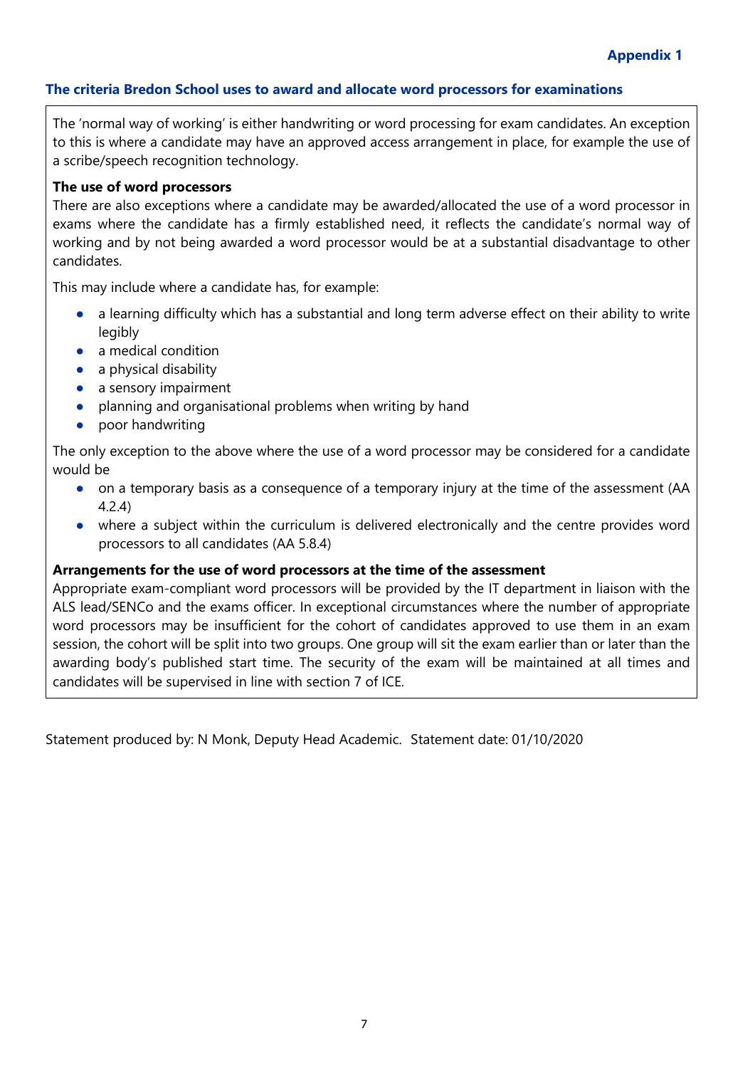**Appendix 1**

## The criteria Bredon School uses to award and allocate word processors for examinations

The 'normal way of working' is either handwriting or word processing for exam candidates. An exception to this is where a candidate may have an approved access arrangement in place, for example the use of a scribe/speech recognition technology.

**The use of word processors**

There are also exceptions where a candidate may be awarded/allocated the use of a word processor in exams where the candidate has a firmly established need, it reflects the candidate's normal way of working and by not being awarded a word processor would be at a substantial disadvantage to other candidates.

This may include where a candidate has, for example:

- a learning difficulty which has a substantial and long term adverse effect on their ability to write legibly
- a medical condition
- a physical disability
- a sensory impairment
- planning and organisational problems when writing by hand
- poor handwriting

The only exception to the above where the use of a word processor may be considered for a candidate would be

- on a temporary basis as a consequence of a temporary injury at the time of the assessment (AA 4.2.4)
- where a subject within the curriculum is delivered electronically and the centre provides word processors to all candidates (AA 5.8.4)

**Arrangements for the use of word processors at the time of the assessment**

Appropriate exam-compliant word processors will be provided by the IT department in liaison with the ALS lead/SENCo and the exams officer. In exceptional circumstances where the number of appropriate word processors may be insufficient for the cohort of candidates approved to use them in an exam session, the cohort will be split into two groups. One group will sit the exam earlier than or later than the awarding body's published start time. The security of the exam will be maintained at all times and candidates will be supervised in line with section 7 of ICE.

Statement produced by: N Monk, Deputy Head Academic. Statement date: 01/10/2020